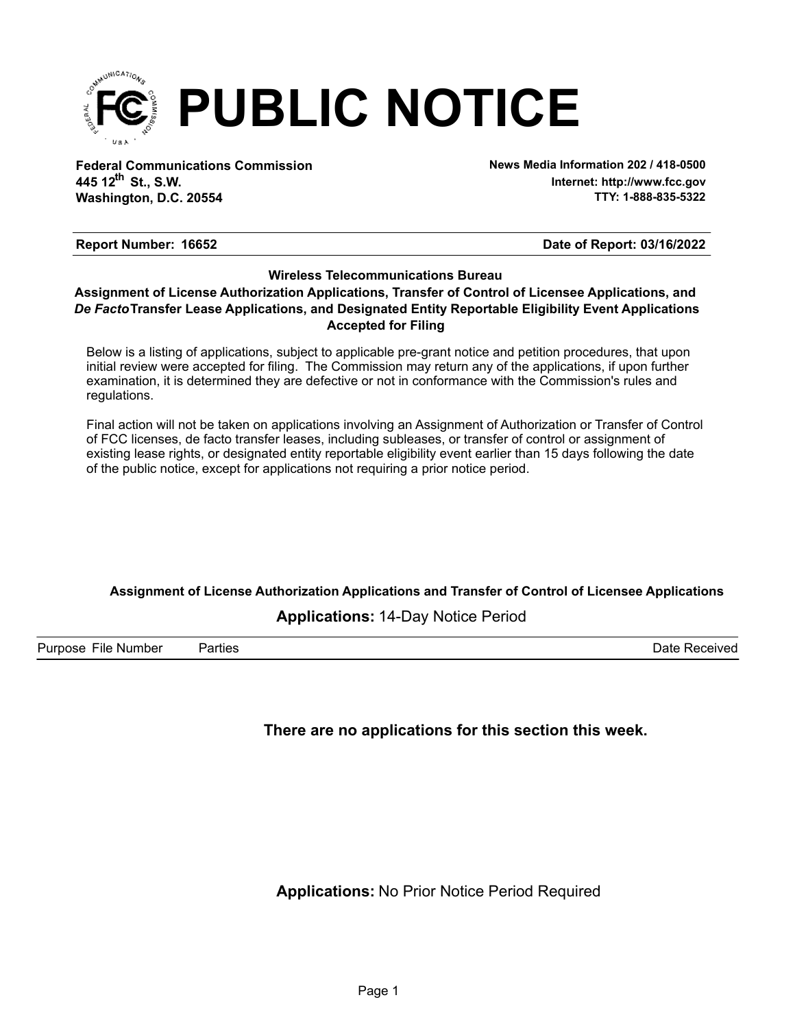# PUBLIC NOTICE

**Federal Communications Commission**
**445 12th St., S.W.**
**Washington, D.C. 20554**

**News Media Information 202 / 418-0500**
**Internet: http://www.fcc.gov**
**TTY: 1-888-835-5322**

**Report Number: 16652** | **Date of Report: 03/16/2022**

**Wireless Telecommunications Bureau**

**Assignment of License Authorization Applications, Transfer of Control of Licensee Applications, and *De Facto* Transfer Lease Applications, and Designated Entity Reportable Eligibility Event Applications Accepted for Filing**

Below is a listing of applications, subject to applicable pre-grant notice and petition procedures, that upon initial review were accepted for filing. The Commission may return any of the applications, if upon further examination, it is determined they are defective or not in conformance with the Commission's rules and regulations.

Final action will not be taken on applications involving an Assignment of Authorization or Transfer of Control of FCC licenses, de facto transfer leases, including subleases, or transfer of control or assignment of existing lease rights, or designated entity reportable eligibility event earlier than 15 days following the date of the public notice, except for applications not requiring a prior notice period.

### Assignment of License Authorization Applications and Transfer of Control of Licensee Applications

**Applications:** 14-Day Notice Period

| Purpose | File Number | Parties | Date Received |
|---|---|---|---|

**There are no applications for this section this week.**

**Applications:** No Prior Notice Period Required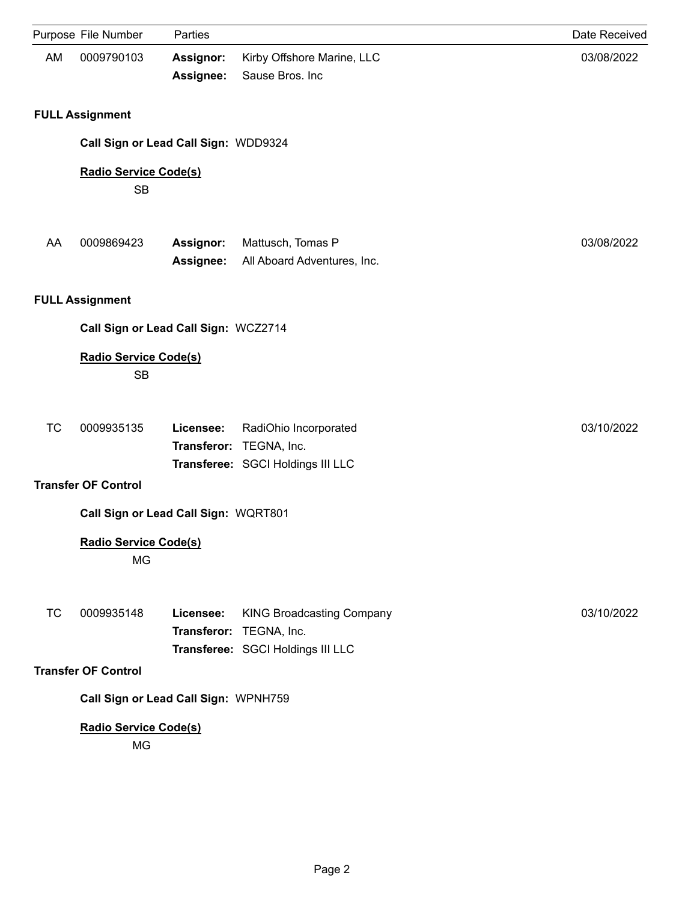| Purpose | File Number | Parties | | Date Received |
|---|---|---|---|---|
| AM | 0009790103 | **Assignor:** | Kirby Offshore Marine, LLC | 03/08/2022 |
| | | **Assignee:** | Sause Bros. Inc | |

**FULL Assignment**

**Call Sign or Lead Call Sign:** WDD9324

**Radio Service Code(s)**

SB

| Purpose | File Number | Parties | | Date Received |
|---|---|---|---|---|
| AA | 0009869423 | **Assignor:** | Mattusch, Tomas P | 03/08/2022 |
| | | **Assignee:** | All Aboard Adventures, Inc. | |

**FULL Assignment**

**Call Sign or Lead Call Sign:** WCZ2714

**Radio Service Code(s)**

SB

| Purpose | File Number | Parties | | Date Received |
|---|---|---|---|---|
| TC | 0009935135 | **Licensee:** | RadiOhio Incorporated | 03/10/2022 |
| | | **Transferor:** | TEGNA, Inc. | |
| | | **Transferee:** | SGCI Holdings III LLC | |

**Transfer OF Control**

**Call Sign or Lead Call Sign:** WQRT801

**Radio Service Code(s)**

MG

| Purpose | File Number | Parties | | Date Received |
|---|---|---|---|---|
| TC | 0009935148 | **Licensee:** | KING Broadcasting Company | 03/10/2022 |
| | | **Transferor:** | TEGNA, Inc. | |
| | | **Transferee:** | SGCI Holdings III LLC | |

**Transfer OF Control**

**Call Sign or Lead Call Sign:** WPNH759

**Radio Service Code(s)**

MG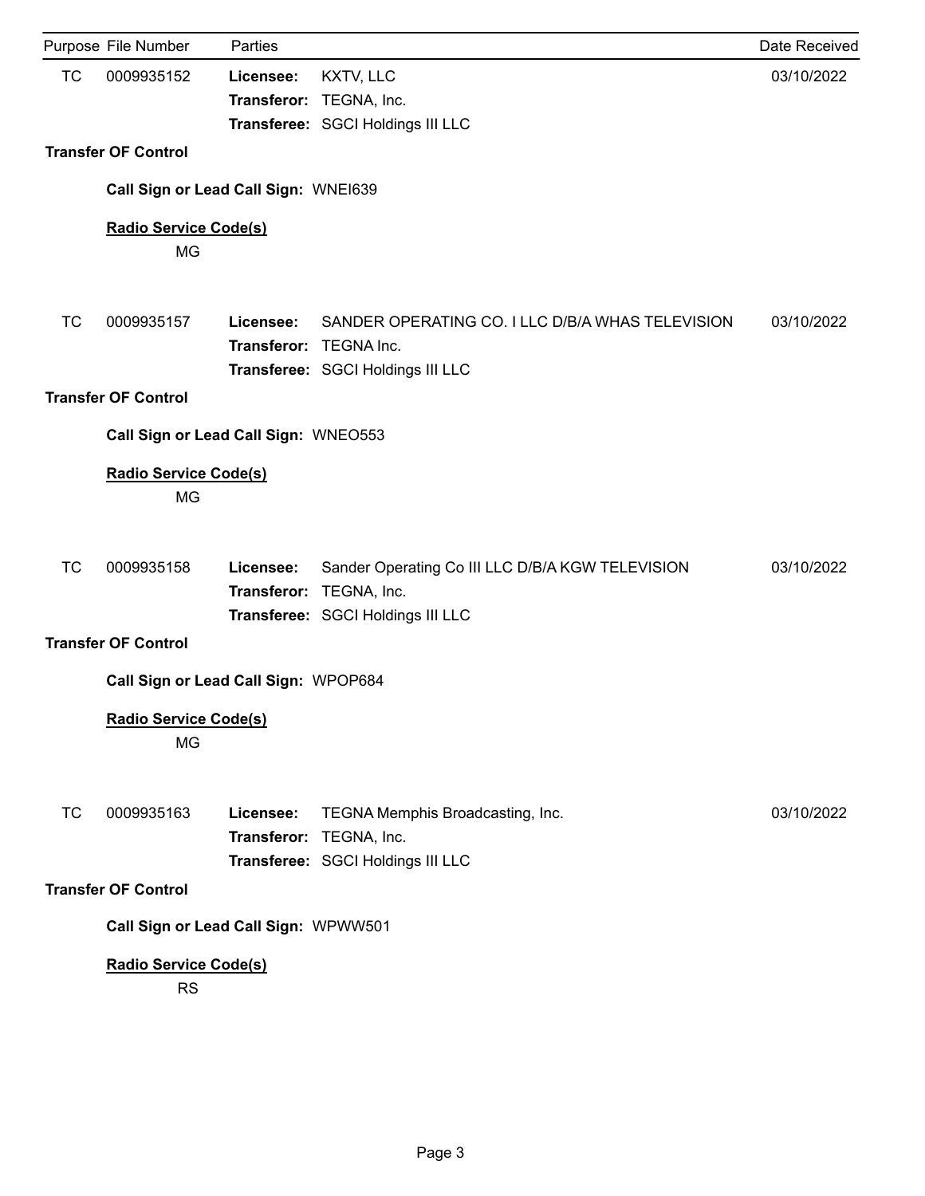| Purpose | File Number | Parties | | Date Received |
|---|---|---|---|---|
| TC | 0009935152 | **Licensee:** | KXTV, LLC | 03/10/2022 |
| | | **Transferor:** | TEGNA, Inc. | |
| | | **Transferee:** | SGCI Holdings III LLC | |

**Transfer OF Control**

**Call Sign or Lead Call Sign:** WNEI639

**Radio Service Code(s)**

MG

| Purpose | File Number | Parties | | Date Received |
|---|---|---|---|---|
| TC | 0009935157 | **Licensee:** | SANDER OPERATING CO. I LLC D/B/A WHAS TELEVISION | 03/10/2022 |
| | | **Transferor:** | TEGNA Inc. | |
| | | **Transferee:** | SGCI Holdings III LLC | |

**Transfer OF Control**

**Call Sign or Lead Call Sign:** WNEO553

**Radio Service Code(s)**

MG

| Purpose | File Number | Parties | | Date Received |
|---|---|---|---|---|
| TC | 0009935158 | **Licensee:** | Sander Operating Co III LLC D/B/A KGW TELEVISION | 03/10/2022 |
| | | **Transferor:** | TEGNA, Inc. | |
| | | **Transferee:** | SGCI Holdings III LLC | |

**Transfer OF Control**

**Call Sign or Lead Call Sign:** WPOP684

**Radio Service Code(s)**

MG

| Purpose | File Number | Parties | | Date Received |
|---|---|---|---|---|
| TC | 0009935163 | **Licensee:** | TEGNA Memphis Broadcasting, Inc. | 03/10/2022 |
| | | **Transferor:** | TEGNA, Inc. | |
| | | **Transferee:** | SGCI Holdings III LLC | |

**Transfer OF Control**

**Call Sign or Lead Call Sign:** WPWW501

**Radio Service Code(s)**

RS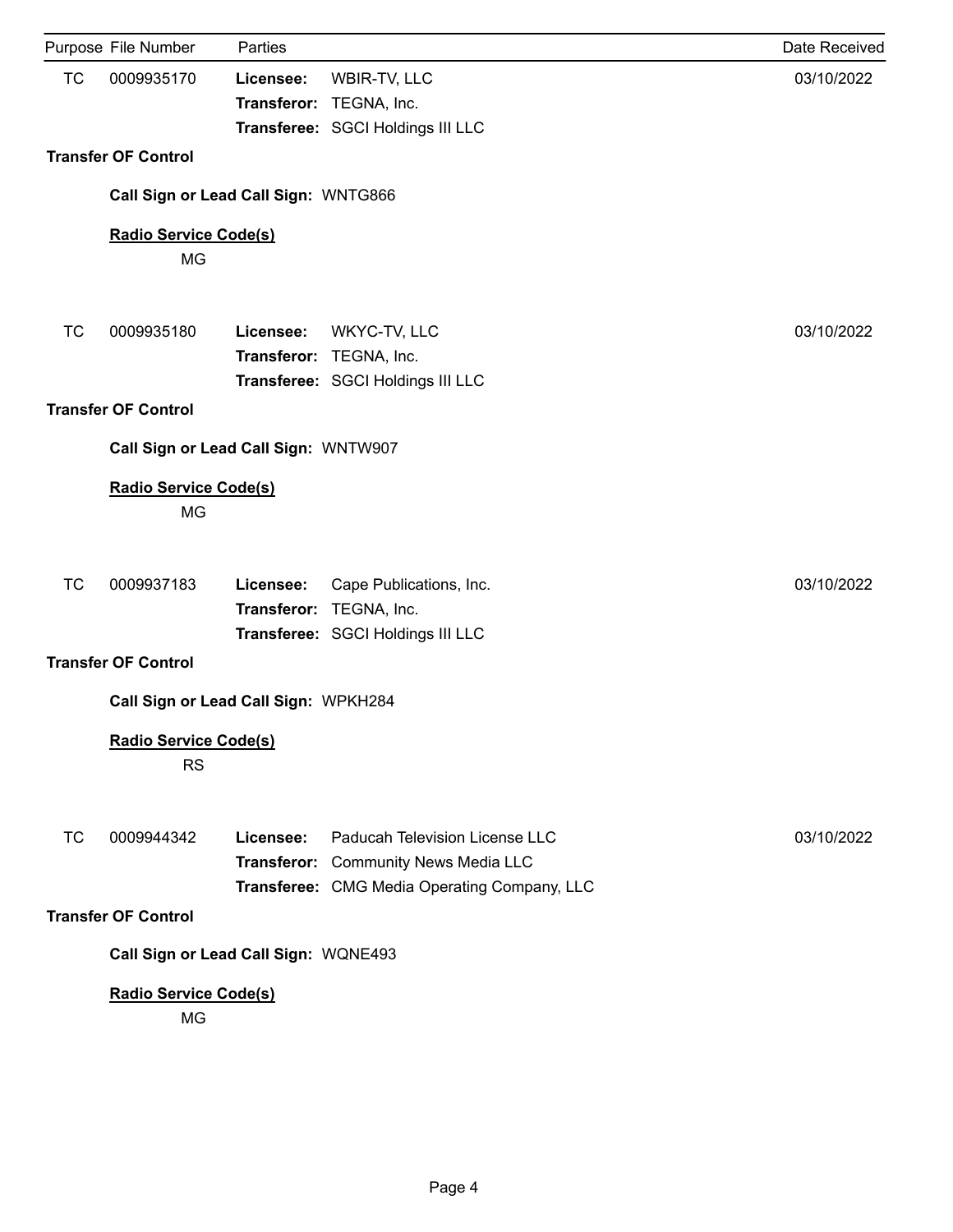| Purpose | File Number | Parties | | Date Received |
|---|---|---|---|---|
| TC | 0009935170 | **Licensee:** | WBIR-TV, LLC | 03/10/2022 |
| | | **Transferor:** | TEGNA, Inc. | |
| | | **Transferee:** | SGCI Holdings III LLC | |

**Transfer OF Control**

**Call Sign or Lead Call Sign:** WNTG866

**Radio Service Code(s)**

MG

| Purpose | File Number | Parties | | Date Received |
|---|---|---|---|---|
| TC | 0009935180 | **Licensee:** | WKYC-TV, LLC | 03/10/2022 |
| | | **Transferor:** | TEGNA, Inc. | |
| | | **Transferee:** | SGCI Holdings III LLC | |

**Transfer OF Control**

**Call Sign or Lead Call Sign:** WNTW907

**Radio Service Code(s)**

MG

| Purpose | File Number | Parties | | Date Received |
|---|---|---|---|---|
| TC | 0009937183 | **Licensee:** | Cape Publications, Inc. | 03/10/2022 |
| | | **Transferor:** | TEGNA, Inc. | |
| | | **Transferee:** | SGCI Holdings III LLC | |

**Transfer OF Control**

**Call Sign or Lead Call Sign:** WPKH284

**Radio Service Code(s)**

RS

| Purpose | File Number | Parties | | Date Received |
|---|---|---|---|---|
| TC | 0009944342 | **Licensee:** | Paducah Television License LLC | 03/10/2022 |
| | | **Transferor:** | Community News Media LLC | |
| | | **Transferee:** | CMG Media Operating Company, LLC | |

**Transfer OF Control**

**Call Sign or Lead Call Sign:** WQNE493

**Radio Service Code(s)**

MG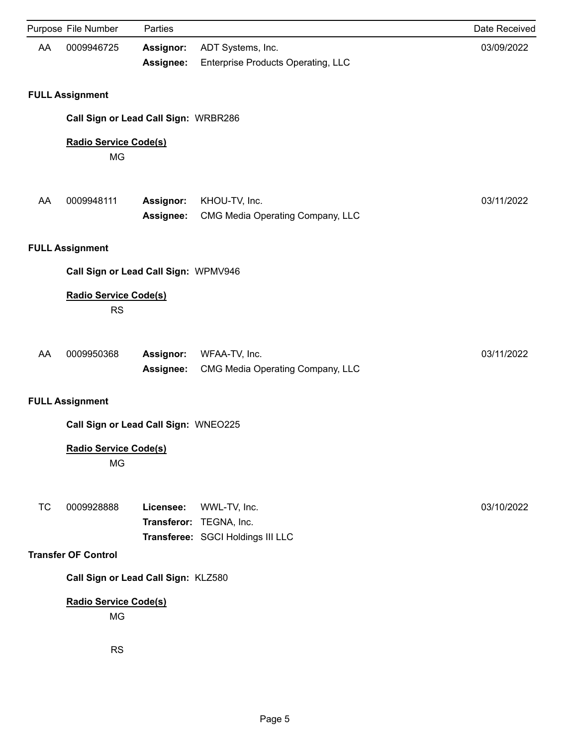| Purpose | File Number | Parties | | Date Received |
|---|---|---|---|---|
| AA | 0009946725 | **Assignor:** | ADT Systems, Inc. | 03/09/2022 |
| | | **Assignee:** | Enterprise Products Operating, LLC | |

**FULL Assignment**

**Call Sign or Lead Call Sign:** WRBR286

**Radio Service Code(s)**

MG

| Purpose | File Number | Parties | | Date Received |
|---|---|---|---|---|
| AA | 0009948111 | **Assignor:** | KHOU-TV, Inc. | 03/11/2022 |
| | | **Assignee:** | CMG Media Operating Company, LLC | |

**FULL Assignment**

**Call Sign or Lead Call Sign:** WPMV946

**Radio Service Code(s)**

RS

| Purpose | File Number | Parties | | Date Received |
|---|---|---|---|---|
| AA | 0009950368 | **Assignor:** | WFAA-TV, Inc. | 03/11/2022 |
| | | **Assignee:** | CMG Media Operating Company, LLC | |

**FULL Assignment**

**Call Sign or Lead Call Sign:** WNEO225

**Radio Service Code(s)**

MG

| Purpose | File Number | Parties | | Date Received |
|---|---|---|---|---|
| TC | 0009928888 | **Licensee:** | WWL-TV, Inc. | 03/10/2022 |
| | | **Transferor:** | TEGNA, Inc. | |
| | | **Transferee:** | SGCI Holdings III LLC | |

**Transfer OF Control**

**Call Sign or Lead Call Sign:** KLZ580

**Radio Service Code(s)**

MG

RS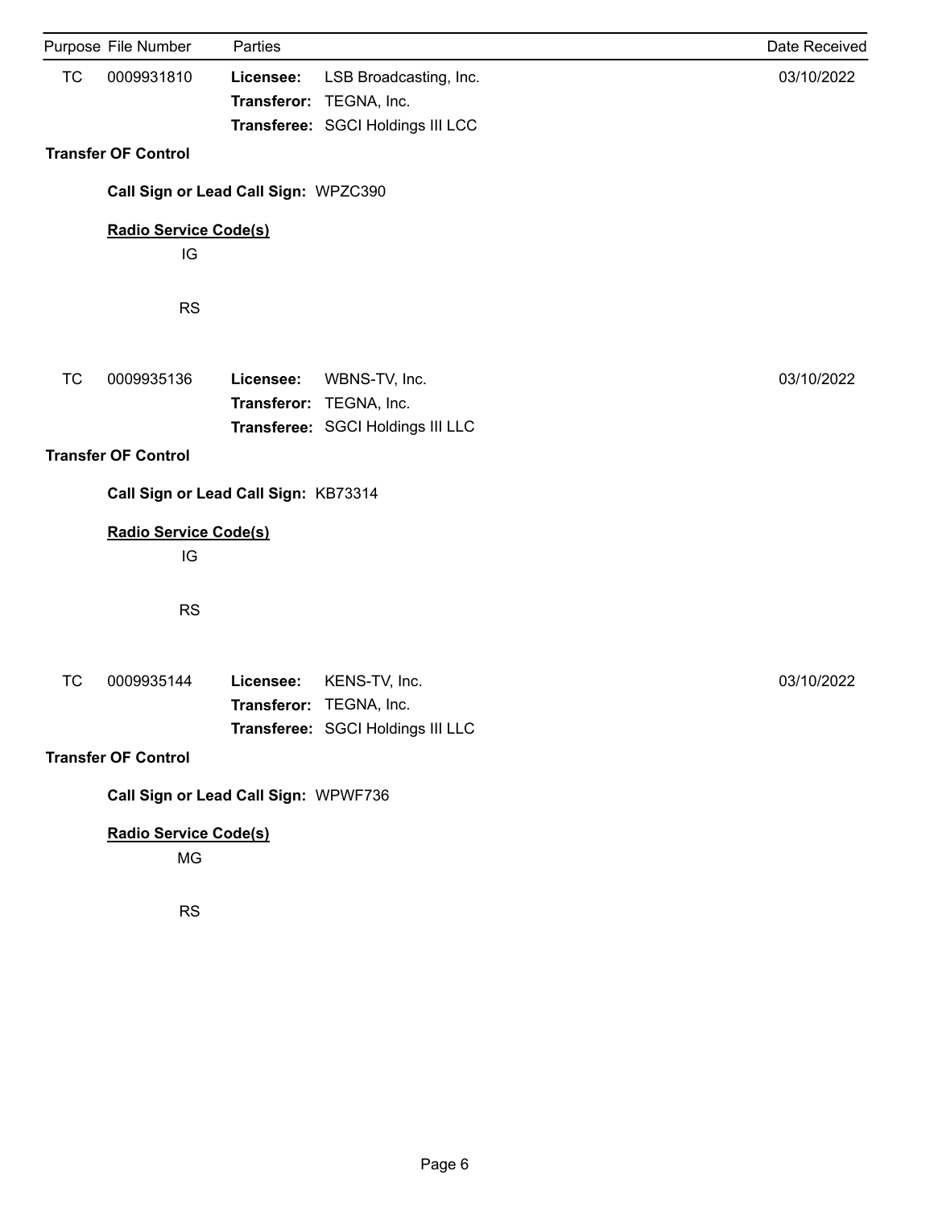| Purpose | File Number | Parties | | Date Received |
|---|---|---|---|---|
| TC | 0009931810 | **Licensee:** | LSB Broadcasting, Inc. | 03/10/2022 |
| | | **Transferor:** | TEGNA, Inc. | |
| | | **Transferee:** | SGCI Holdings III LCC | |

**Transfer OF Control**

**Call Sign or Lead Call Sign:** WPZC390

**Radio Service Code(s)**

IG

RS

| Purpose | File Number | Parties | | Date Received |
|---|---|---|---|---|
| TC | 0009935136 | **Licensee:** | WBNS-TV, Inc. | 03/10/2022 |
| | | **Transferor:** | TEGNA, Inc. | |
| | | **Transferee:** | SGCI Holdings III LLC | |

**Transfer OF Control**

**Call Sign or Lead Call Sign:** KB73314

**Radio Service Code(s)**

IG

RS

| Purpose | File Number | Parties | | Date Received |
|---|---|---|---|---|
| TC | 0009935144 | **Licensee:** | KENS-TV, Inc. | 03/10/2022 |
| | | **Transferor:** | TEGNA, Inc. | |
| | | **Transferee:** | SGCI Holdings III LLC | |

**Transfer OF Control**

**Call Sign or Lead Call Sign:** WPWF736

**Radio Service Code(s)**

MG

RS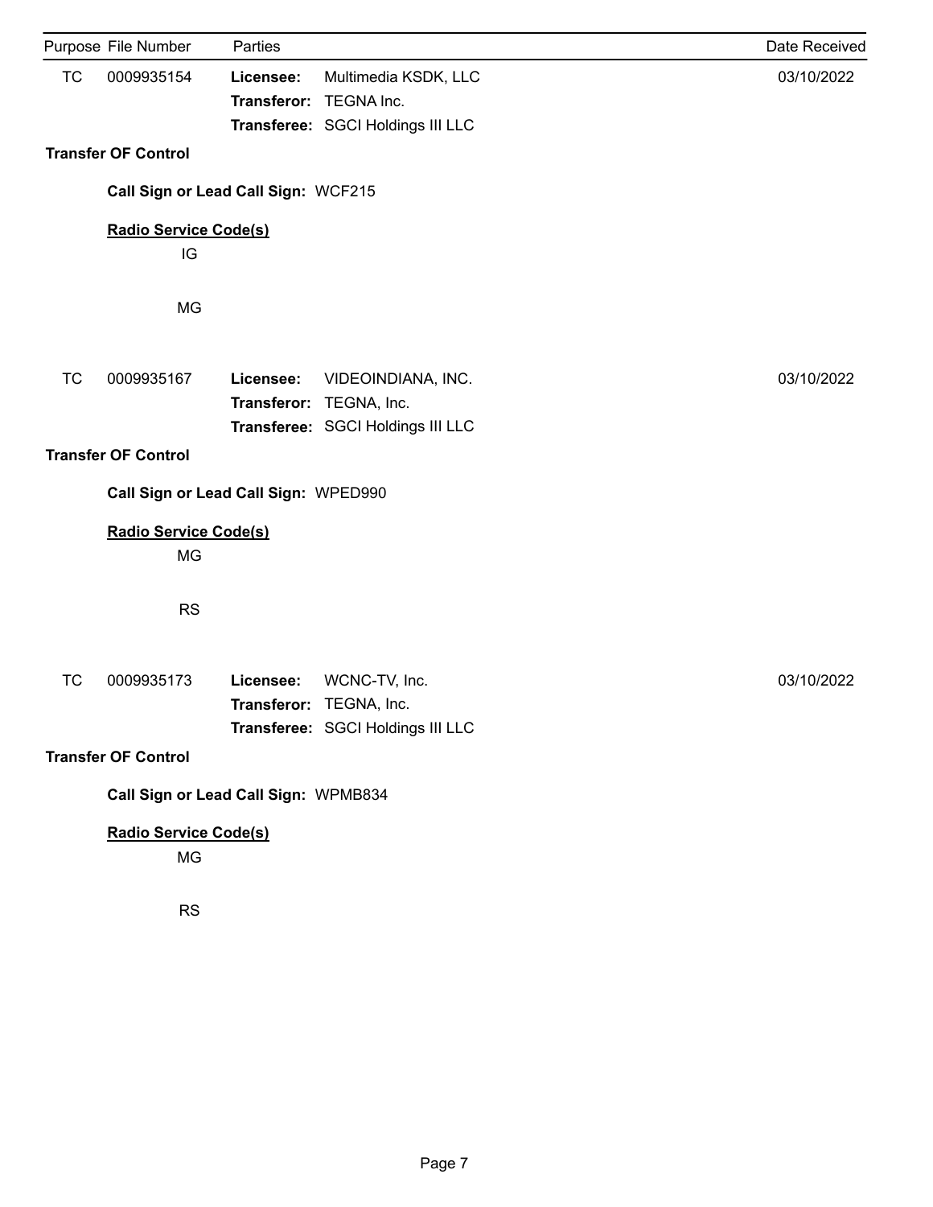| Purpose | File Number | Parties | | Date Received |
|---|---|---|---|---|
| TC | 0009935154 | **Licensee:** | Multimedia KSDK, LLC | 03/10/2022 |
| | | **Transferor:** | TEGNA Inc. | |
| | | **Transferee:** | SGCI Holdings III LLC | |

**Transfer OF Control**

**Call Sign or Lead Call Sign:** WCF215

**Radio Service Code(s)**

IG

MG

| Purpose | File Number | Parties | | Date Received |
|---|---|---|---|---|
| TC | 0009935167 | **Licensee:** | VIDEOINDIANA, INC. | 03/10/2022 |
| | | **Transferor:** | TEGNA, Inc. | |
| | | **Transferee:** | SGCI Holdings III LLC | |

**Transfer OF Control**

**Call Sign or Lead Call Sign:** WPED990

**Radio Service Code(s)**

MG

RS

| Purpose | File Number | Parties | | Date Received |
|---|---|---|---|---|
| TC | 0009935173 | **Licensee:** | WCNC-TV, Inc. | 03/10/2022 |
| | | **Transferor:** | TEGNA, Inc. | |
| | | **Transferee:** | SGCI Holdings III LLC | |

**Transfer OF Control**

**Call Sign or Lead Call Sign:** WPMB834

**Radio Service Code(s)**

MG

RS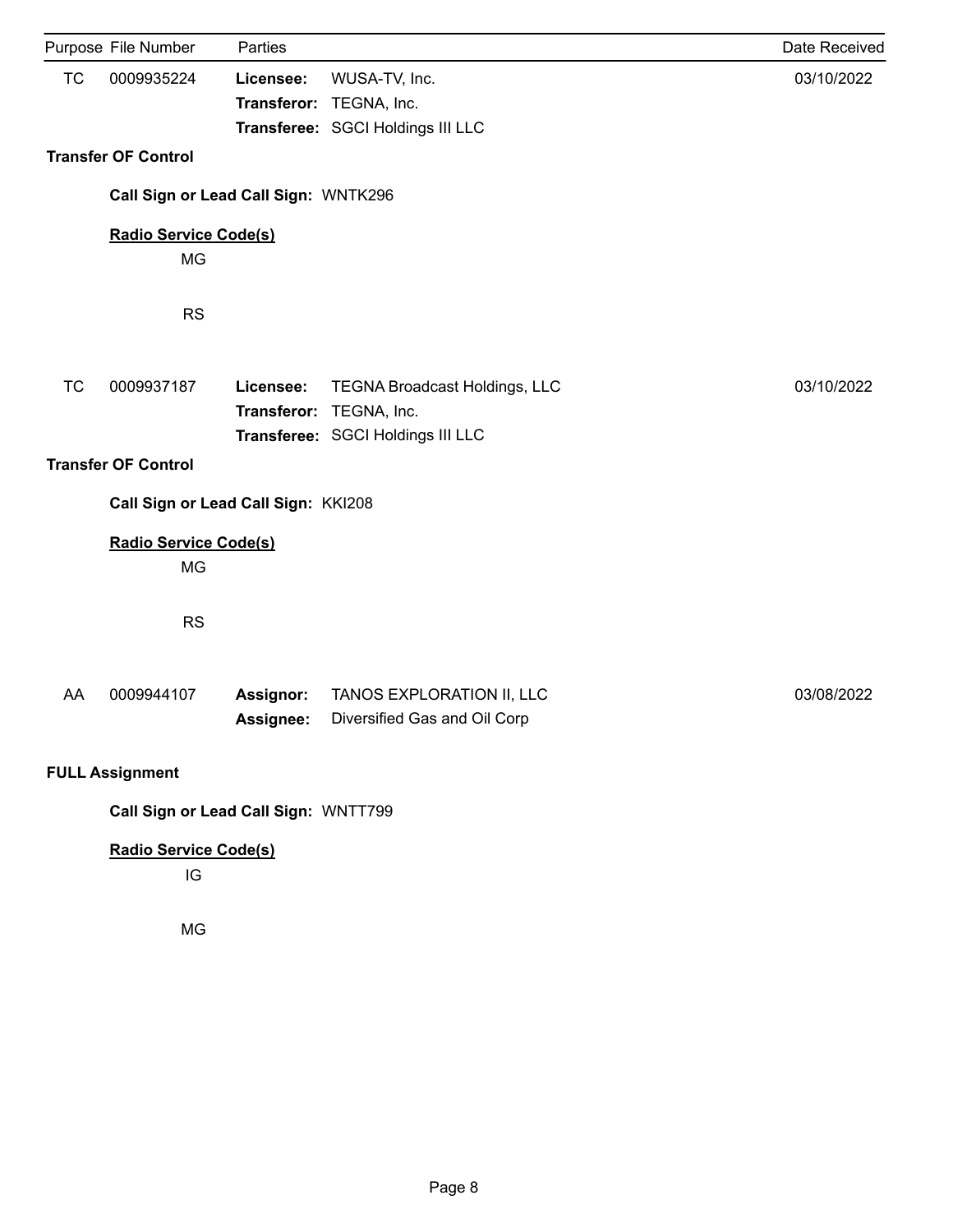| Purpose | File Number | Parties | | Date Received |
|---|---|---|---|---|
| TC | 0009935224 | **Licensee:** | WUSA-TV, Inc. | 03/10/2022 |
| | | **Transferor:** | TEGNA, Inc. | |
| | | **Transferee:** | SGCI Holdings III LLC | |

**Transfer OF Control**

**Call Sign or Lead Call Sign:** WNTK296

**Radio Service Code(s)**

MG

RS

| Purpose | File Number | Parties | | Date Received |
|---|---|---|---|---|
| TC | 0009937187 | **Licensee:** | TEGNA Broadcast Holdings, LLC | 03/10/2022 |
| | | **Transferor:** | TEGNA, Inc. | |
| | | **Transferee:** | SGCI Holdings III LLC | |

**Transfer OF Control**

**Call Sign or Lead Call Sign:** KKI208

**Radio Service Code(s)**

MG

RS

| Purpose | File Number | Parties | | Date Received |
|---|---|---|---|---|
| AA | 0009944107 | **Assignor:** | TANOS EXPLORATION II, LLC | 03/08/2022 |
| | | **Assignee:** | Diversified Gas and Oil Corp | |

**FULL Assignment**

**Call Sign or Lead Call Sign:** WNTT799

**Radio Service Code(s)**

IG

MG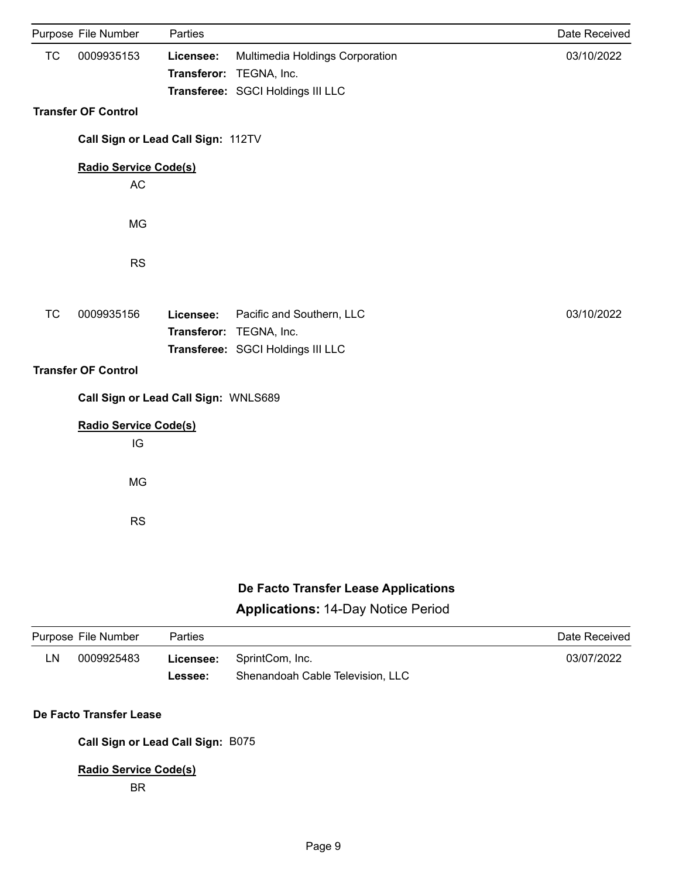| Purpose | File Number | Parties | | Date Received |
|---|---|---|---|---|
| TC | 0009935153 | **Licensee:** | Multimedia Holdings Corporation | 03/10/2022 |
| | | **Transferor:** | TEGNA, Inc. | |
| | | **Transferee:** | SGCI Holdings III LLC | |

**Transfer OF Control**

**Call Sign or Lead Call Sign:** 112TV

**Radio Service Code(s)**

AC

MG

RS

| Purpose | File Number | Parties | | Date Received |
|---|---|---|---|---|
| TC | 0009935156 | **Licensee:** | Pacific and Southern, LLC | 03/10/2022 |
| | | **Transferor:** | TEGNA, Inc. | |
| | | **Transferee:** | SGCI Holdings III LLC | |

**Transfer OF Control**

**Call Sign or Lead Call Sign:** WNLS689

**Radio Service Code(s)**

IG

MG

RS

## De Facto Transfer Lease Applications

### **Applications:** 14-Day Notice Period

| Purpose | File Number | Parties | | Date Received |
|---|---|---|---|---|
| LN | 0009925483 | **Licensee:** | SprintCom, Inc. | 03/07/2022 |
| | | **Lessee:** | Shenandoah Cable Television, LLC | |

**De Facto Transfer Lease**

**Call Sign or Lead Call Sign:** B075

**Radio Service Code(s)**

BR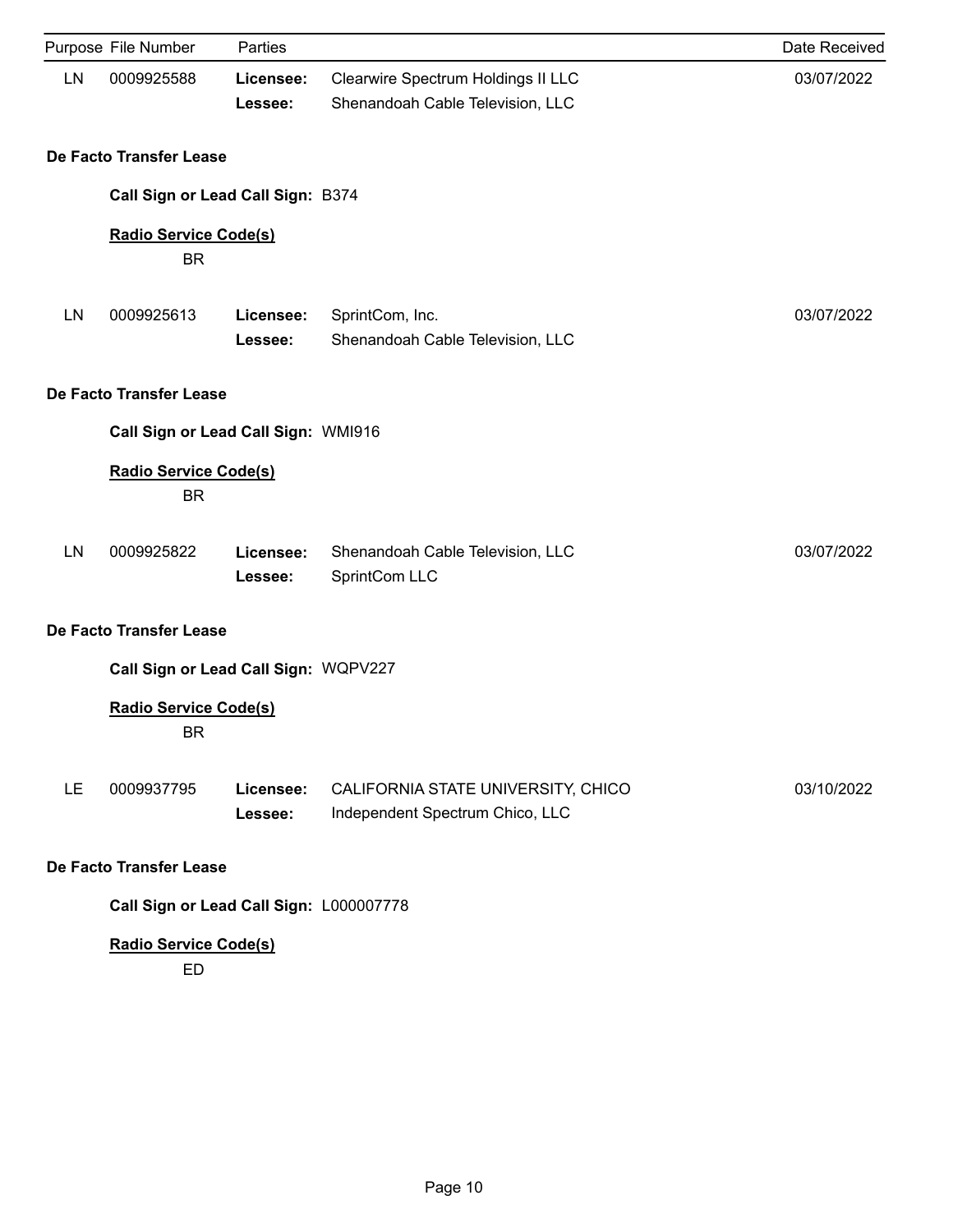| Purpose | File Number | Parties | | Date Received |
|---|---|---|---|---|
| LN | 0009925588 | **Licensee:** | Clearwire Spectrum Holdings II LLC | 03/07/2022 |
| | | **Lessee:** | Shenandoah Cable Television, LLC | |

**De Facto Transfer Lease**

**Call Sign or Lead Call Sign:** B374

**Radio Service Code(s)**

BR

| Purpose | File Number | Parties | | Date Received |
|---|---|---|---|---|
| LN | 0009925613 | **Licensee:** | SprintCom, Inc. | 03/07/2022 |
| | | **Lessee:** | Shenandoah Cable Television, LLC | |

**De Facto Transfer Lease**

**Call Sign or Lead Call Sign:** WMI916

**Radio Service Code(s)**

BR

| Purpose | File Number | Parties | | Date Received |
|---|---|---|---|---|
| LN | 0009925822 | **Licensee:** | Shenandoah Cable Television, LLC | 03/07/2022 |
| | | **Lessee:** | SprintCom LLC | |

**De Facto Transfer Lease**

**Call Sign or Lead Call Sign:** WQPV227

**Radio Service Code(s)**

BR

| Purpose | File Number | Parties | | Date Received |
|---|---|---|---|---|
| LE | 0009937795 | **Licensee:** | CALIFORNIA STATE UNIVERSITY, CHICO | 03/10/2022 |
| | | **Lessee:** | Independent Spectrum Chico, LLC | |

**De Facto Transfer Lease**

**Call Sign or Lead Call Sign:** L000007778

**Radio Service Code(s)**

ED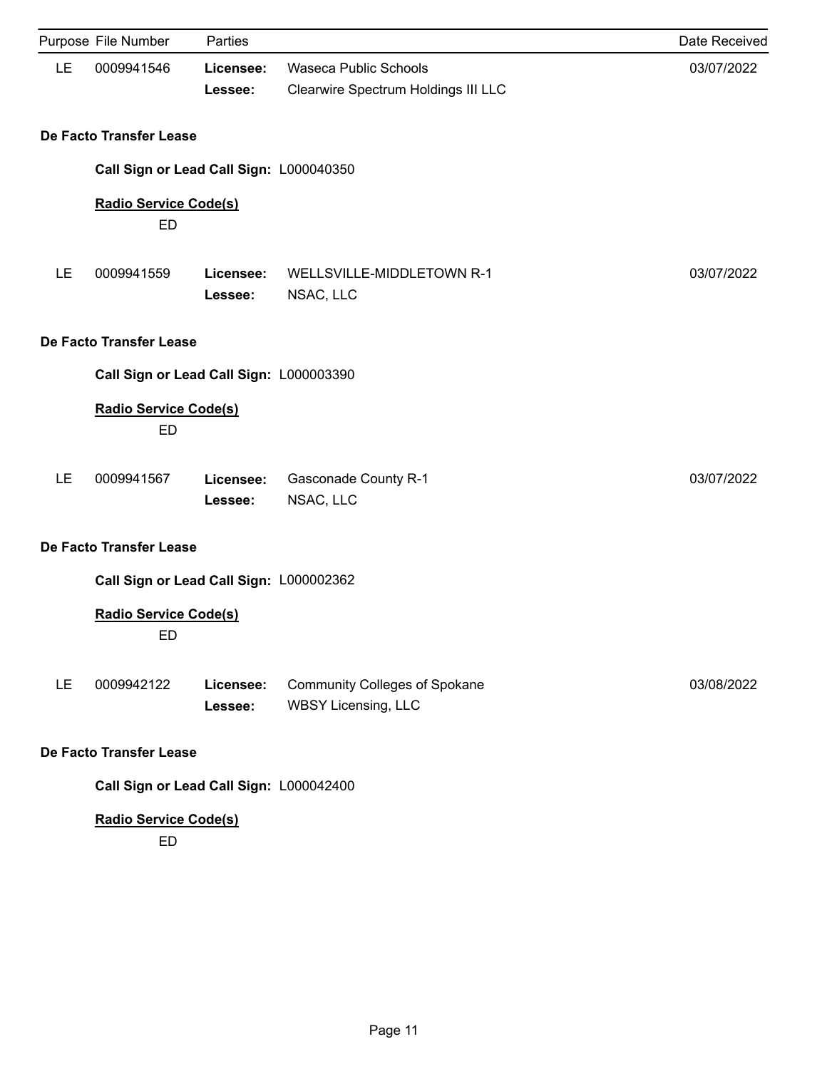| Purpose | File Number | Parties | | Date Received |
|---|---|---|---|---|
| LE | 0009941546 | **Licensee:** | Waseca Public Schools | 03/07/2022 |
| | | **Lessee:** | Clearwire Spectrum Holdings III LLC | |

**De Facto Transfer Lease**

**Call Sign or Lead Call Sign:** L000040350

**Radio Service Code(s)**

ED

| Purpose | File Number | Parties | | Date Received |
|---|---|---|---|---|
| LE | 0009941559 | **Licensee:** | WELLSVILLE-MIDDLETOWN R-1 | 03/07/2022 |
| | | **Lessee:** | NSAC, LLC | |

**De Facto Transfer Lease**

**Call Sign or Lead Call Sign:** L000003390

**Radio Service Code(s)**

ED

| Purpose | File Number | Parties | | Date Received |
|---|---|---|---|---|
| LE | 0009941567 | **Licensee:** | Gasconade County R-1 | 03/07/2022 |
| | | **Lessee:** | NSAC, LLC | |

**De Facto Transfer Lease**

**Call Sign or Lead Call Sign:** L000002362

**Radio Service Code(s)**

ED

| Purpose | File Number | Parties | | Date Received |
|---|---|---|---|---|
| LE | 0009942122 | **Licensee:** | Community Colleges of Spokane | 03/08/2022 |
| | | **Lessee:** | WBSY Licensing, LLC | |

**De Facto Transfer Lease**

**Call Sign or Lead Call Sign:** L000042400

**Radio Service Code(s)**

ED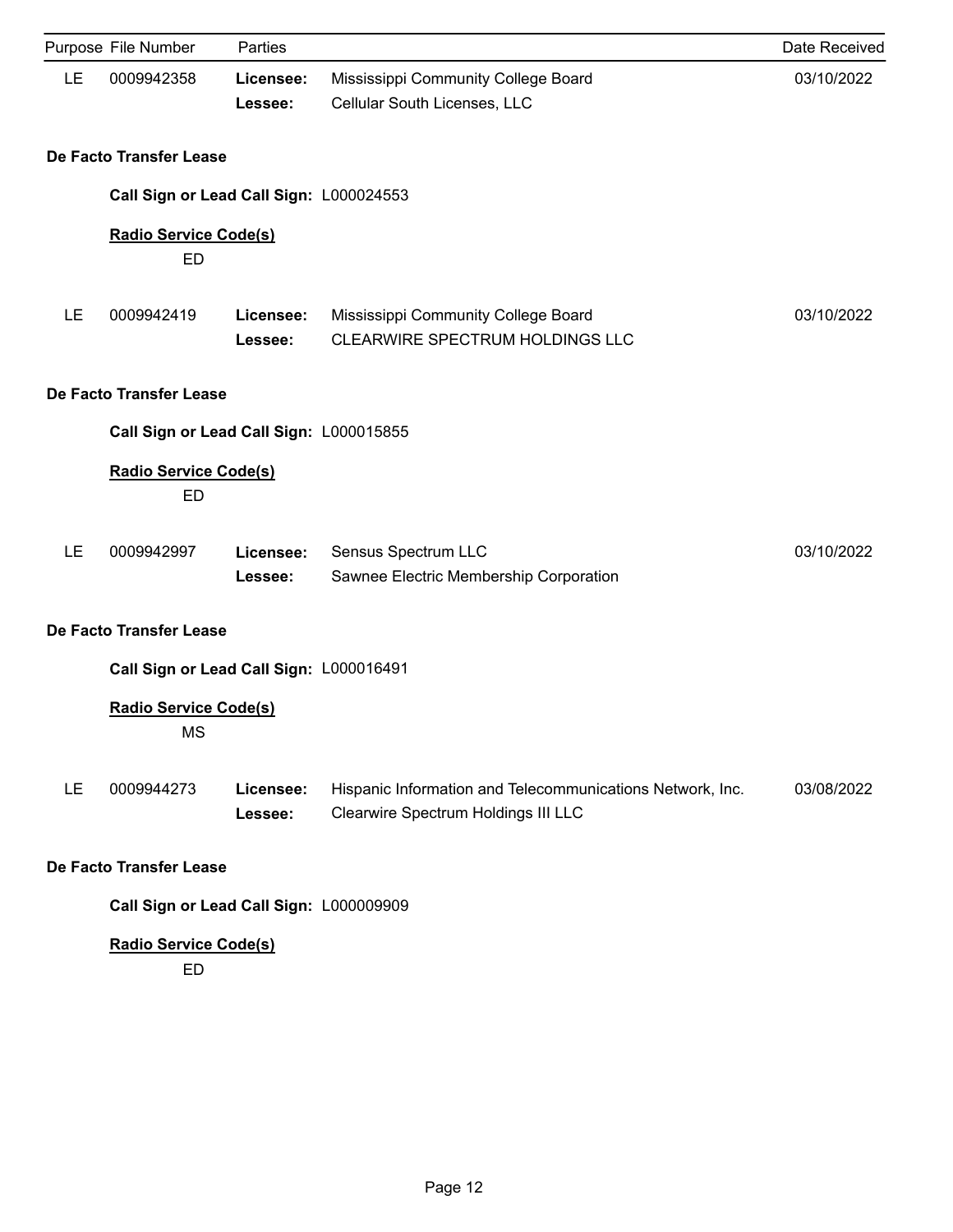| Purpose | File Number | Parties | | Date Received |
|---|---|---|---|---|
| LE | 0009942358 | **Licensee:** | Mississippi Community College Board | 03/10/2022 |
| | | **Lessee:** | Cellular South Licenses, LLC | |

**De Facto Transfer Lease**

**Call Sign or Lead Call Sign:** L000024553

**Radio Service Code(s)**

ED

| Purpose | File Number | Parties | | Date Received |
|---|---|---|---|---|
| LE | 0009942419 | **Licensee:** | Mississippi Community College Board | 03/10/2022 |
| | | **Lessee:** | CLEARWIRE SPECTRUM HOLDINGS LLC | |

**De Facto Transfer Lease**

**Call Sign or Lead Call Sign:** L000015855

**Radio Service Code(s)**

ED

| Purpose | File Number | Parties | | Date Received |
|---|---|---|---|---|
| LE | 0009942997 | **Licensee:** | Sensus Spectrum LLC | 03/10/2022 |
| | | **Lessee:** | Sawnee Electric Membership Corporation | |

**De Facto Transfer Lease**

**Call Sign or Lead Call Sign:** L000016491

**Radio Service Code(s)**

MS

| Purpose | File Number | Parties | | Date Received |
|---|---|---|---|---|
| LE | 0009944273 | **Licensee:** | Hispanic Information and Telecommunications Network, Inc. | 03/08/2022 |
| | | **Lessee:** | Clearwire Spectrum Holdings III LLC | |

**De Facto Transfer Lease**

**Call Sign or Lead Call Sign:** L000009909

**Radio Service Code(s)**

ED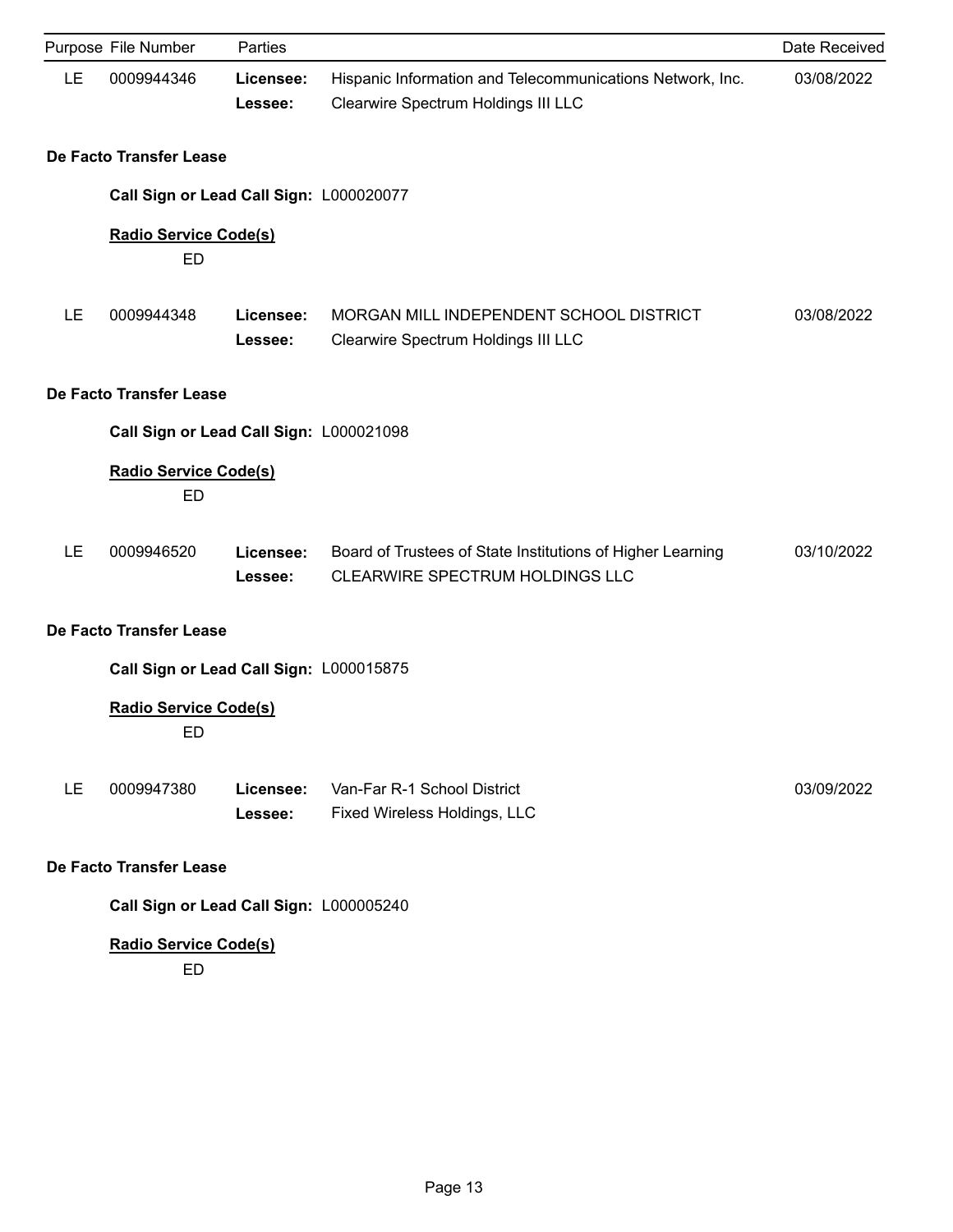| Purpose | File Number | Parties | | Date Received |
|---|---|---|---|---|
| LE | 0009944346 | **Licensee:** | Hispanic Information and Telecommunications Network, Inc. | 03/08/2022 |
| | | **Lessee:** | Clearwire Spectrum Holdings III LLC | |

**De Facto Transfer Lease**

**Call Sign or Lead Call Sign:** L000020077

**Radio Service Code(s)**

ED

| Purpose | File Number | Parties | | Date Received |
|---|---|---|---|---|
| LE | 0009944348 | **Licensee:** | MORGAN MILL INDEPENDENT SCHOOL DISTRICT | 03/08/2022 |
| | | **Lessee:** | Clearwire Spectrum Holdings III LLC | |

**De Facto Transfer Lease**

**Call Sign or Lead Call Sign:** L000021098

**Radio Service Code(s)**

ED

| Purpose | File Number | Parties | | Date Received |
|---|---|---|---|---|
| LE | 0009946520 | **Licensee:** | Board of Trustees of State Institutions of Higher Learning | 03/10/2022 |
| | | **Lessee:** | CLEARWIRE SPECTRUM HOLDINGS LLC | |

**De Facto Transfer Lease**

**Call Sign or Lead Call Sign:** L000015875

**Radio Service Code(s)**

ED

| Purpose | File Number | Parties | | Date Received |
|---|---|---|---|---|
| LE | 0009947380 | **Licensee:** | Van-Far R-1 School District | 03/09/2022 |
| | | **Lessee:** | Fixed Wireless Holdings, LLC | |

**De Facto Transfer Lease**

**Call Sign or Lead Call Sign:** L000005240

**Radio Service Code(s)**

ED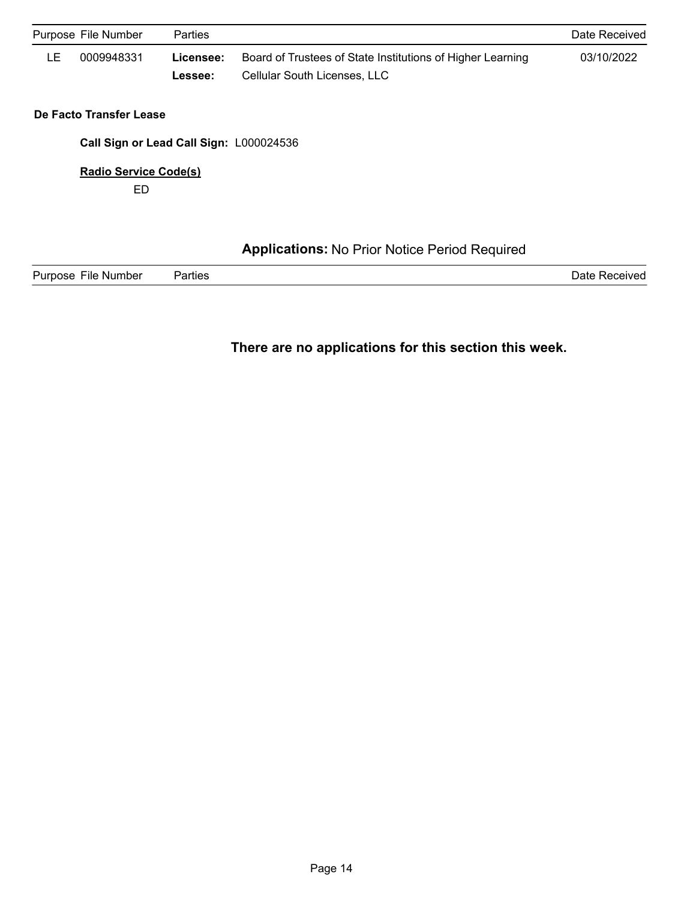| Purpose | File Number | Parties | | Date Received |
|---|---|---|---|---|
| LE | 0009948331 | **Licensee:** | Board of Trustees of State Institutions of Higher Learning | 03/10/2022 |
| | | **Lessee:** | Cellular South Licenses, LLC | |

**De Facto Transfer Lease**

**Call Sign or Lead Call Sign:** L000024536

**Radio Service Code(s)**

ED

## **Applications:** No Prior Notice Period Required

| Purpose | File Number | Parties | Date Received |
|---|---|---|---|

**There are no applications for this section this week.**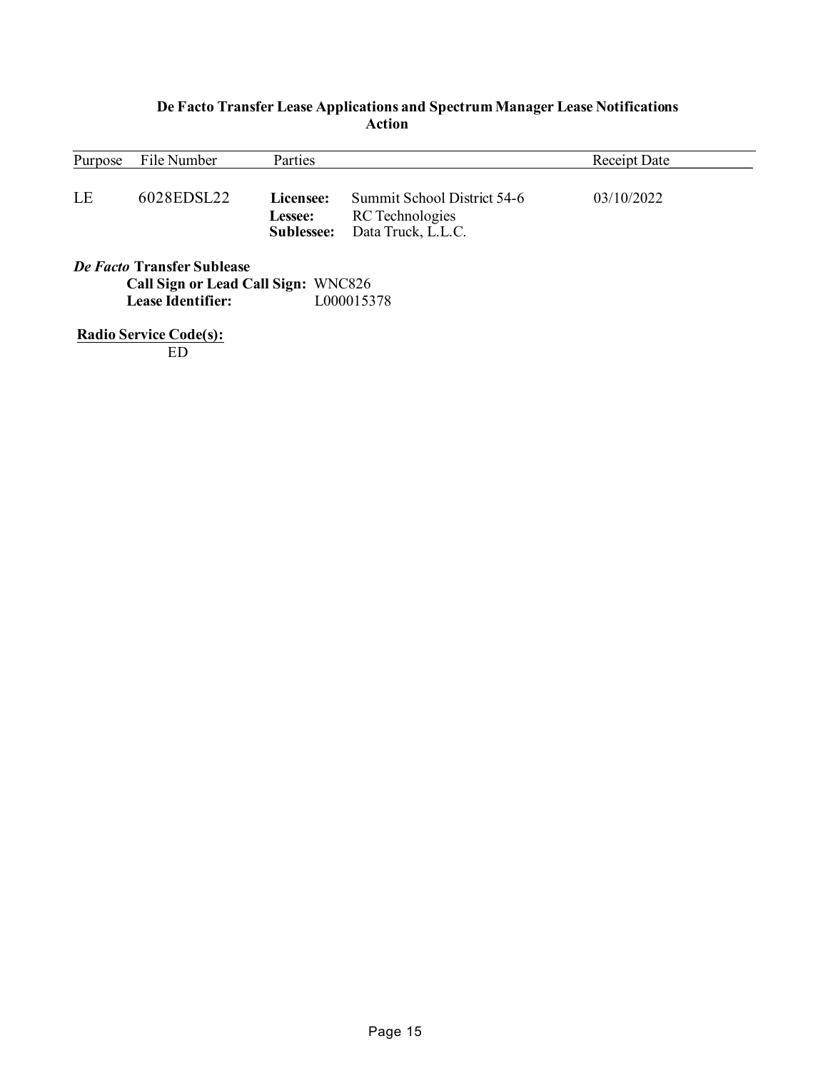## De Facto Transfer Lease Applications and Spectrum Manager Lease Notifications
### Action

| Purpose | File Number | Parties | | Receipt Date |
|---|---|---|---|---|
| LE | 6028EDSL22 | **Licensee:** | Summit School District 54-6 | 03/10/2022 |
| | | **Lessee:** | RC Technologies | |
| | | **Sublessee:** | Data Truck, L.L.C. | |

***De Facto* Transfer Sublease**

**Call Sign or Lead Call Sign:** WNC826
**Lease Identifier:** L000015378

**Radio Service Code(s):**
ED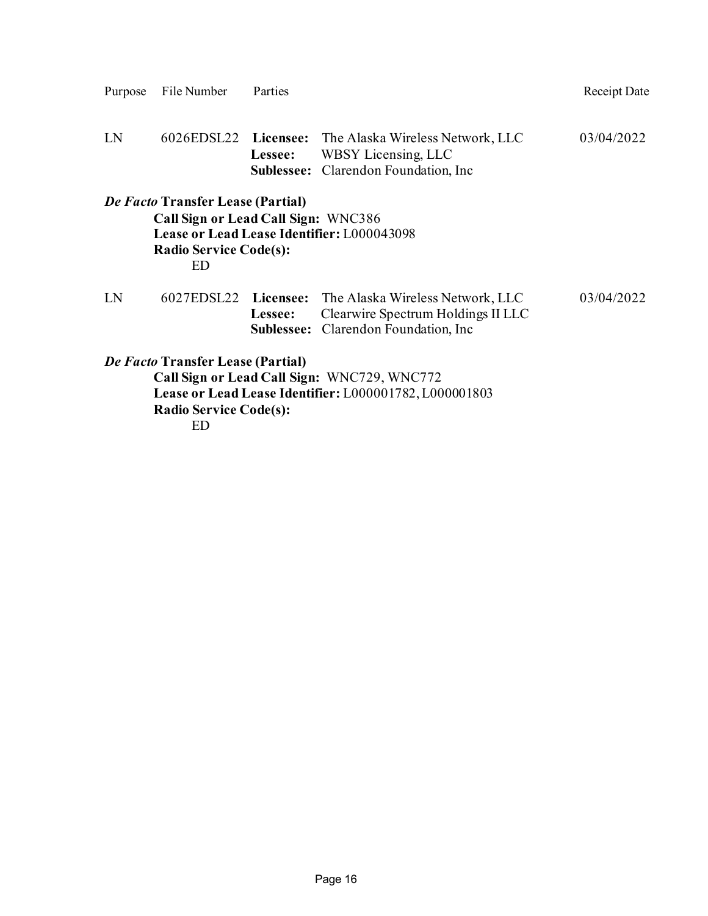| Purpose | File Number | Parties | | Receipt Date |
|---|---|---|---|---|
| LN | 6026EDSL22 | **Licensee:** | The Alaska Wireless Network, LLC | 03/04/2022 |
| | | **Lessee:** | WBSY Licensing, LLC | |
| | | **Sublessee:** | Clarendon Foundation, Inc | |

***De Facto* Transfer Lease (Partial)**

**Call Sign or Lead Call Sign:** WNC386

**Lease or Lead Lease Identifier:** L000043098

**Radio Service Code(s):**

ED

| Purpose | File Number | Parties | | Receipt Date |
|---|---|---|---|---|
| LN | 6027EDSL22 | **Licensee:** | The Alaska Wireless Network, LLC | 03/04/2022 |
| | | **Lessee:** | Clearwire Spectrum Holdings II LLC | |
| | | **Sublessee:** | Clarendon Foundation, Inc | |

***De Facto* Transfer Lease (Partial)**

**Call Sign or Lead Call Sign:** WNC729, WNC772

**Lease or Lead Lease Identifier:** L000001782, L000001803

**Radio Service Code(s):**

ED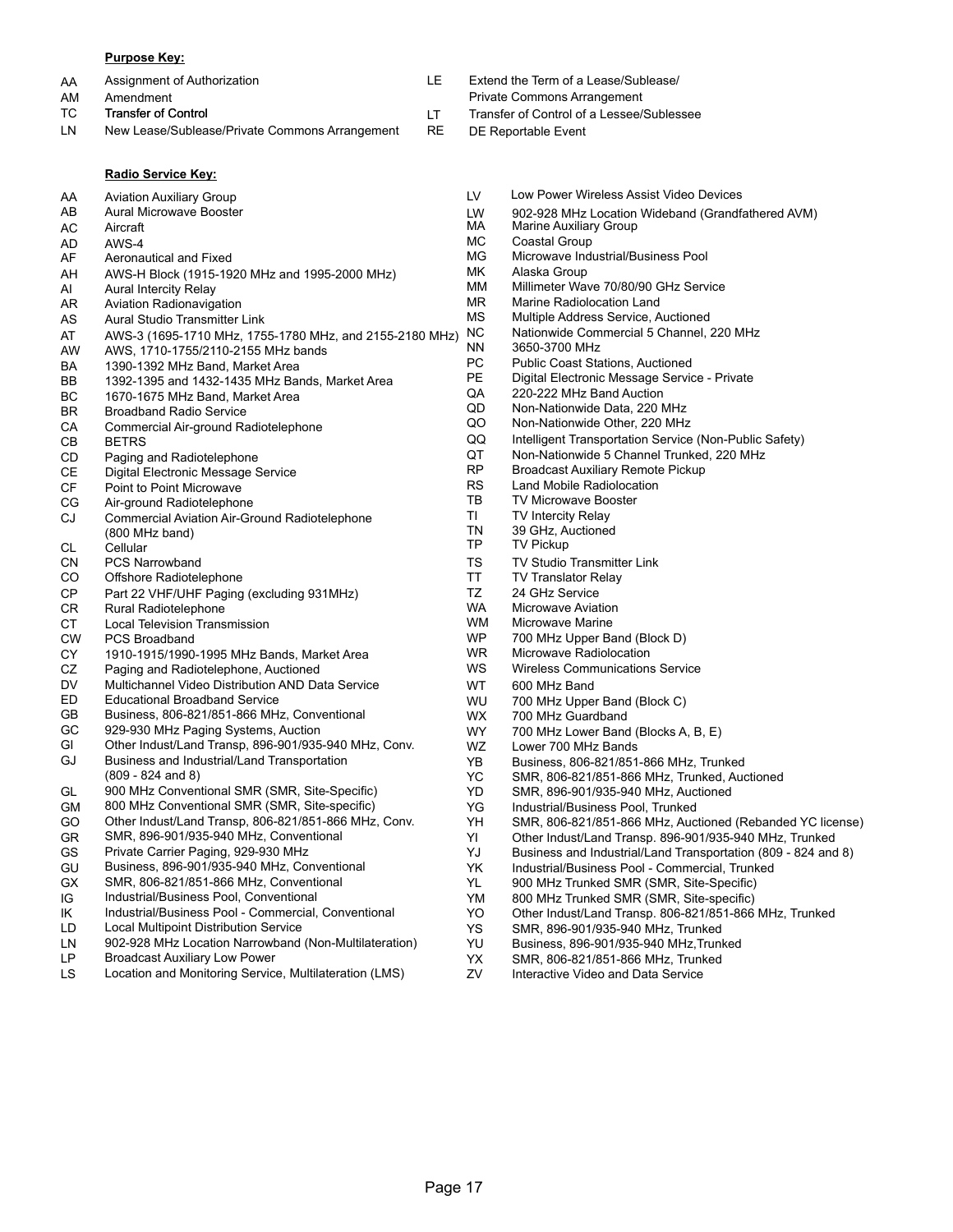**Purpose Key:**

| Code | Description |
| --- | --- |
| AA | Assignment of Authorization |
| AM | Amendment |
| TC | Transfer of Control |
| LN | New Lease/Sublease/Private Commons Arrangement |
| LE | Extend the Term of a Lease/Sublease/ Private Commons Arrangement |
| LT | Transfer of Control of a Lessee/Sublessee |
| RE | DE Reportable Event |

**Radio Service Key:**

| Code | Description |
| --- | --- |
| AA | Aviation Auxiliary Group |
| AB | Aural Microwave Booster |
| AC | Aircraft |
| AD | AWS-4 |
| AF | Aeronautical and Fixed |
| AH | AWS-H Block (1915-1920 MHz and 1995-2000 MHz) |
| AI | Aural Intercity Relay |
| AR | Aviation Radionavigation |
| AS | Aural Studio Transmitter Link |
| AT | AWS-3 (1695-1710 MHz, 1755-1780 MHz, and 2155-2180 MHz) |
| AW | AWS, 1710-1755/2110-2155 MHz bands |
| BA | 1390-1392 MHz Band, Market Area |
| BB | 1392-1395 and 1432-1435 MHz Bands, Market Area |
| BC | 1670-1675 MHz Band, Market Area |
| BR | Broadband Radio Service |
| CA | Commercial Air-ground Radiotelephone |
| CB | BETRS |
| CD | Paging and Radiotelephone |
| CE | Digital Electronic Message Service |
| CF | Point to Point Microwave |
| CG | Air-ground Radiotelephone |
| CJ | Commercial Aviation Air-Ground Radiotelephone (800 MHz band) |
| CL | Cellular |
| CN | PCS Narrowband |
| CO | Offshore Radiotelephone |
| CP | Part 22 VHF/UHF Paging (excluding 931MHz) |
| CR | Rural Radiotelephone |
| CT | Local Television Transmission |
| CW | PCS Broadband |
| CY | 1910-1915/1990-1995 MHz Bands, Market Area |
| CZ | Paging and Radiotelephone, Auctioned |
| DV | Multichannel Video Distribution AND Data Service |
| ED | Educational Broadband Service |
| GB | Business, 806-821/851-866 MHz, Conventional |
| GC | 929-930 MHz Paging Systems, Auction |
| GI | Other Indust/Land Transp, 896-901/935-940 MHz, Conv. |
| GJ | Business and Industrial/Land Transportation (809 - 824 and 8) |
| GL | 900 MHz Conventional SMR (SMR, Site-Specific) |
| GM | 800 MHz Conventional SMR (SMR, Site-specific) |
| GO | Other Indust/Land Transp, 806-821/851-866 MHz, Conv. |
| GR | SMR, 896-901/935-940 MHz, Conventional |
| GS | Private Carrier Paging, 929-930 MHz |
| GU | Business, 896-901/935-940 MHz, Conventional |
| GX | SMR, 806-821/851-866 MHz, Conventional |
| IG | Industrial/Business Pool, Conventional |
| IK | Industrial/Business Pool - Commercial, Conventional |
| LD | Local Multipoint Distribution Service |
| LN | 902-928 MHz Location Narrowband (Non-Multilateration) |
| LP | Broadcast Auxiliary Low Power |
| LS | Location and Monitoring Service, Multilateration (LMS) |
| LV | Low Power Wireless Assist Video Devices |
| LW | 902-928 MHz Location Wideband (Grandfathered AVM) |
| MA | Marine Auxiliary Group |
| MC | Coastal Group |
| MG | Microwave Industrial/Business Pool |
| MK | Alaska Group |
| MM | Millimeter Wave 70/80/90 GHz Service |
| MR | Marine Radiolocation Land |
| MS | Multiple Address Service, Auctioned |
| NC | Nationwide Commercial 5 Channel, 220 MHz |
| NN | 3650-3700 MHz |
| PC | Public Coast Stations, Auctioned |
| PE | Digital Electronic Message Service - Private |
| QA | 220-222 MHz Band Auction |
| QD | Non-Nationwide Data, 220 MHz |
| QO | Non-Nationwide Other, 220 MHz |
| QQ | Intelligent Transportation Service (Non-Public Safety) |
| QT | Non-Nationwide 5 Channel Trunked, 220 MHz |
| RP | Broadcast Auxiliary Remote Pickup |
| RS | Land Mobile Radiolocation |
| TB | TV Microwave Booster |
| TI | TV Intercity Relay |
| TN | 39 GHz, Auctioned |
| TP | TV Pickup |
| TS | TV Studio Transmitter Link |
| TT | TV Translator Relay |
| TZ | 24 GHz Service |
| WA | Microwave Aviation |
| WM | Microwave Marine |
| WP | 700 MHz Upper Band (Block D) |
| WR | Microwave Radiolocation |
| WS | Wireless Communications Service |
| WT | 600 MHz Band |
| WU | 700 MHz Upper Band (Block C) |
| WX | 700 MHz Guardband |
| WY | 700 MHz Lower Band (Blocks A, B, E) |
| WZ | Lower 700 MHz Bands |
| YB | Business, 806-821/851-866 MHz, Trunked |
| YC | SMR, 806-821/851-866 MHz, Trunked, Auctioned |
| YD | SMR, 896-901/935-940 MHz, Auctioned |
| YG | Industrial/Business Pool, Trunked |
| YH | SMR, 806-821/851-866 MHz, Auctioned (Rebanded YC license) |
| YI | Other Indust/Land Transp. 896-901/935-940 MHz, Trunked |
| YJ | Business and Industrial/Land Transportation (809 - 824 and 8) |
| YK | Industrial/Business Pool - Commercial, Trunked |
| YL | 900 MHz Trunked SMR (SMR, Site-Specific) |
| YM | 800 MHz Trunked SMR (SMR, Site-specific) |
| YO | Other Indust/Land Transp. 806-821/851-866 MHz, Trunked |
| YS | SMR, 896-901/935-940 MHz, Trunked |
| YU | Business, 896-901/935-940 MHz,Trunked |
| YX | SMR, 806-821/851-866 MHz, Trunked |
| ZV | Interactive Video and Data Service |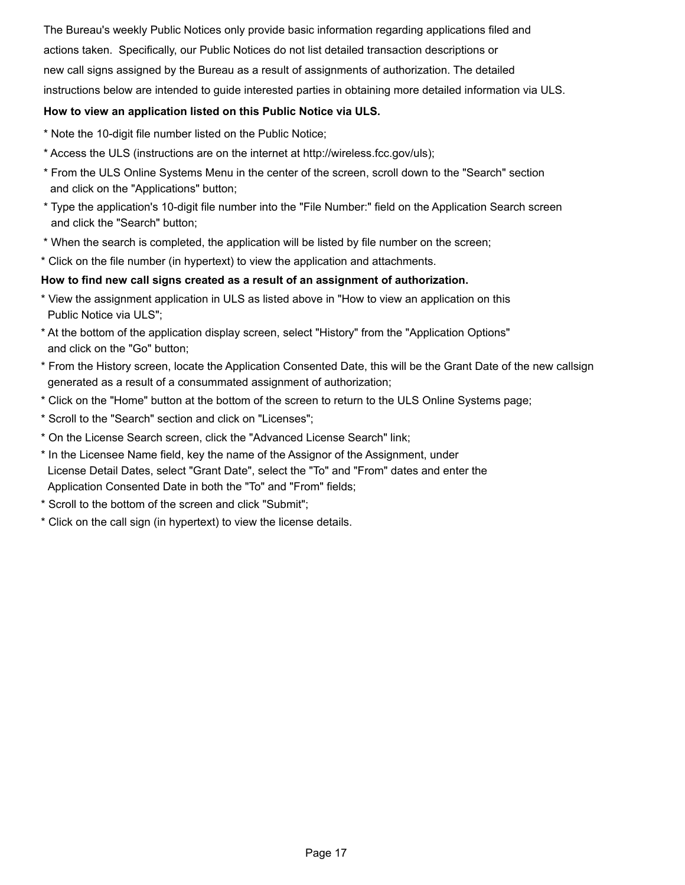The Bureau's weekly Public Notices only provide basic information regarding applications filed and actions taken. Specifically, our Public Notices do not list detailed transaction descriptions or new call signs assigned by the Bureau as a result of assignments of authorization. The detailed instructions below are intended to guide interested parties in obtaining more detailed information via ULS.

**How to view an application listed on this Public Notice via ULS.**

* Note the 10-digit file number listed on the Public Notice;
* Access the ULS (instructions are on the internet at http://wireless.fcc.gov/uls);
* From the ULS Online Systems Menu in the center of the screen, scroll down to the "Search" section and click on the "Applications" button;
* Type the application's 10-digit file number into the "File Number:" field on the Application Search screen and click the "Search" button;
* When the search is completed, the application will be listed by file number on the screen;
* Click on the file number (in hypertext) to view the application and attachments.

**How to find new call signs created as a result of an assignment of authorization.**

* View the assignment application in ULS as listed above in "How to view an application on this Public Notice via ULS";
* At the bottom of the application display screen, select "History" from the "Application Options" and click on the "Go" button;
* From the History screen, locate the Application Consented Date, this will be the Grant Date of the new callsign generated as a result of a consummated assignment of authorization;
* Click on the "Home" button at the bottom of the screen to return to the ULS Online Systems page;
* Scroll to the "Search" section and click on "Licenses";
* On the License Search screen, click the "Advanced License Search" link;
* In the Licensee Name field, key the name of the Assignor of the Assignment, under License Detail Dates, select "Grant Date", select the "To" and "From" dates and enter the Application Consented Date in both the "To" and "From" fields;
* Scroll to the bottom of the screen and click "Submit";
* Click on the call sign (in hypertext) to view the license details.